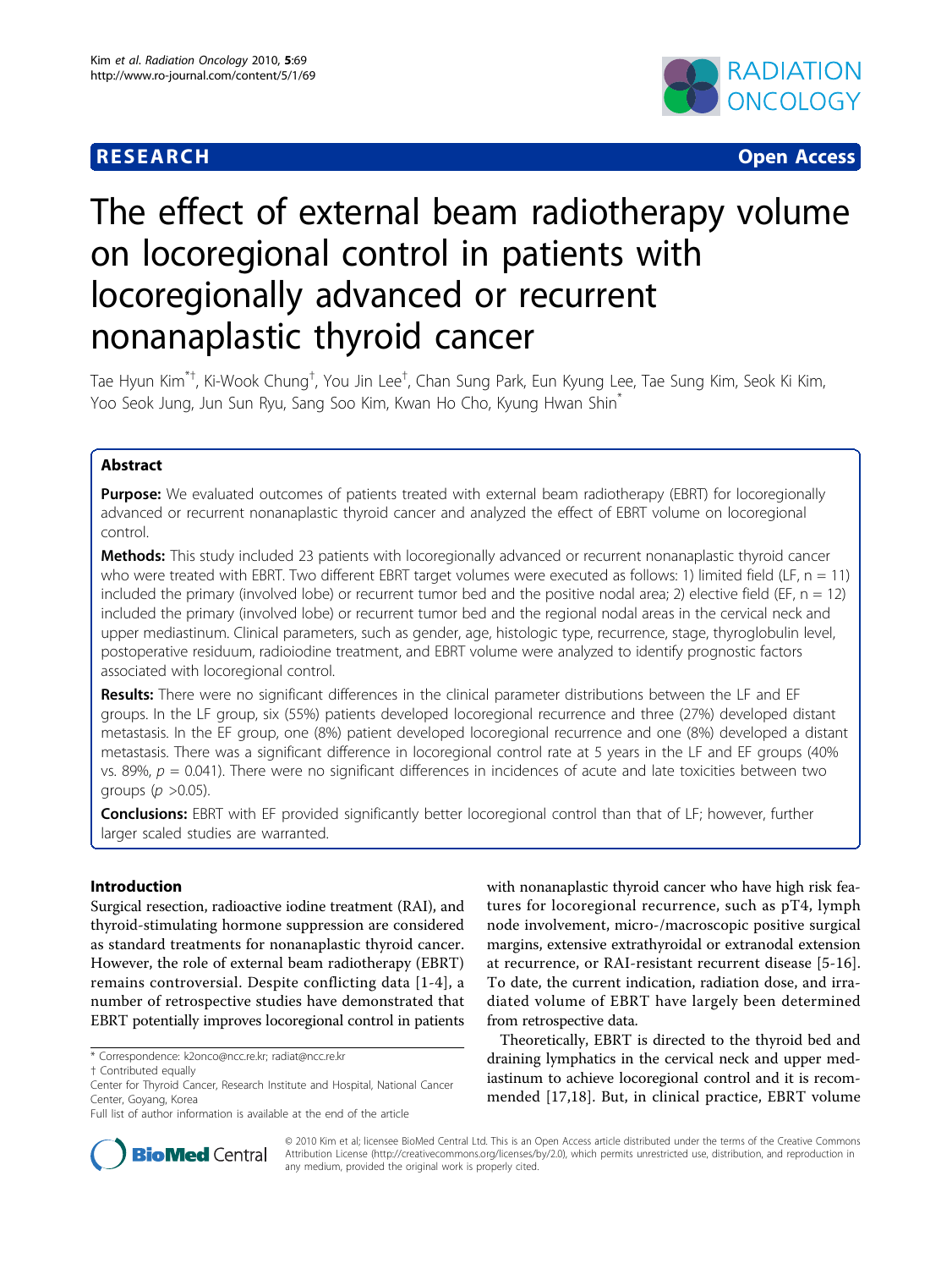RESEARCH Open Access

# The effect of external beam radiotherapy volume on locoregional control in patients with locoregionally advanced or recurrent nonanaplastic thyroid cancer

Tae Hyun Kim[*†], Ki-Wook Chung[†], You Jin Lee[†], Chan Sung Park, Eun Kyung Lee, Tae Sung Kim, Seok Ki Kim, Yoo Seok Jung, Jun Sun Ryu, Sang Soo Kim, Kwan Ho Cho, Kyung Hwan Shin[*]

## Abstract

**Purpose:** We evaluated outcomes of patients treated with external beam radiotherapy (EBRT) for locoregionally advanced or recurrent nonanaplastic thyroid cancer and analyzed the effect of EBRT volume on locoregional control.

**Methods:** This study included 23 patients with locoregionally advanced or recurrent nonanaplastic thyroid cancer who were treated with EBRT. Two different EBRT target volumes were executed as follows: 1) limited field (LF, n = 11) included the primary (involved lobe) or recurrent tumor bed and the positive nodal area; 2) elective field (EF, n = 12) included the primary (involved lobe) or recurrent tumor bed and the regional nodal areas in the cervical neck and upper mediastinum. Clinical parameters, such as gender, age, histologic type, recurrence, stage, thyroglobulin level, postoperative residuum, radioiodine treatment, and EBRT volume were analyzed to identify prognostic factors associated with locoregional control.

**Results:** There were no significant differences in the clinical parameter distributions between the LF and EF groups. In the LF group, six (55%) patients developed locoregional recurrence and three (27%) developed distant metastasis. In the EF group, one (8%) patient developed locoregional recurrence and one (8%) developed a distant metastasis. There was a significant difference in locoregional control rate at 5 years in the LF and EF groups (40% vs. 89%, $p$ = 0.041). There were no significant differences in incidences of acute and late toxicities between two groups ($p$ >0.05).

**Conclusions:** EBRT with EF provided significantly better locoregional control than that of LF; however, further larger scaled studies are warranted.

## Introduction

Surgical resection, radioactive iodine treatment (RAI), and thyroid-stimulating hormone suppression are considered as standard treatments for nonanaplastic thyroid cancer. However, the role of external beam radiotherapy (EBRT) remains controversial. Despite conflicting data [1-4], a number of retrospective studies have demonstrated that EBRT potentially improves locoregional control in patients with nonanaplastic thyroid cancer who have high risk features for locoregional recurrence, such as pT4, lymph node involvement, micro-/macroscopic positive surgical margins, extensive extrathyroidal or extranodal extension at recurrence, or RAI-resistant recurrent disease [5-16]. To date, the current indication, radiation dose, and irradiated volume of EBRT have largely been determined from retrospective data.

Theoretically, EBRT is directed to the thyroid bed and draining lymphatics in the cervical neck and upper mediastinum to achieve locoregional control and it is recommended [17,18]. But, in clinical practice, EBRT volume

\* Correspondence: k2onco@ncc.re.kr; radiat@ncc.re.kr

† Contributed equally

Center for Thyroid Cancer, Research Institute and Hospital, National Cancer Center, Goyang, Korea

Full list of author information is available at the end of the article

© 2010 Kim et al; licensee BioMed Central Ltd. This is an Open Access article distributed under the terms of the Creative Commons Attribution License (http://creativecommons.org/licenses/by/2.0), which permits unrestricted use, distribution, and reproduction in any medium, provided the original work is properly cited.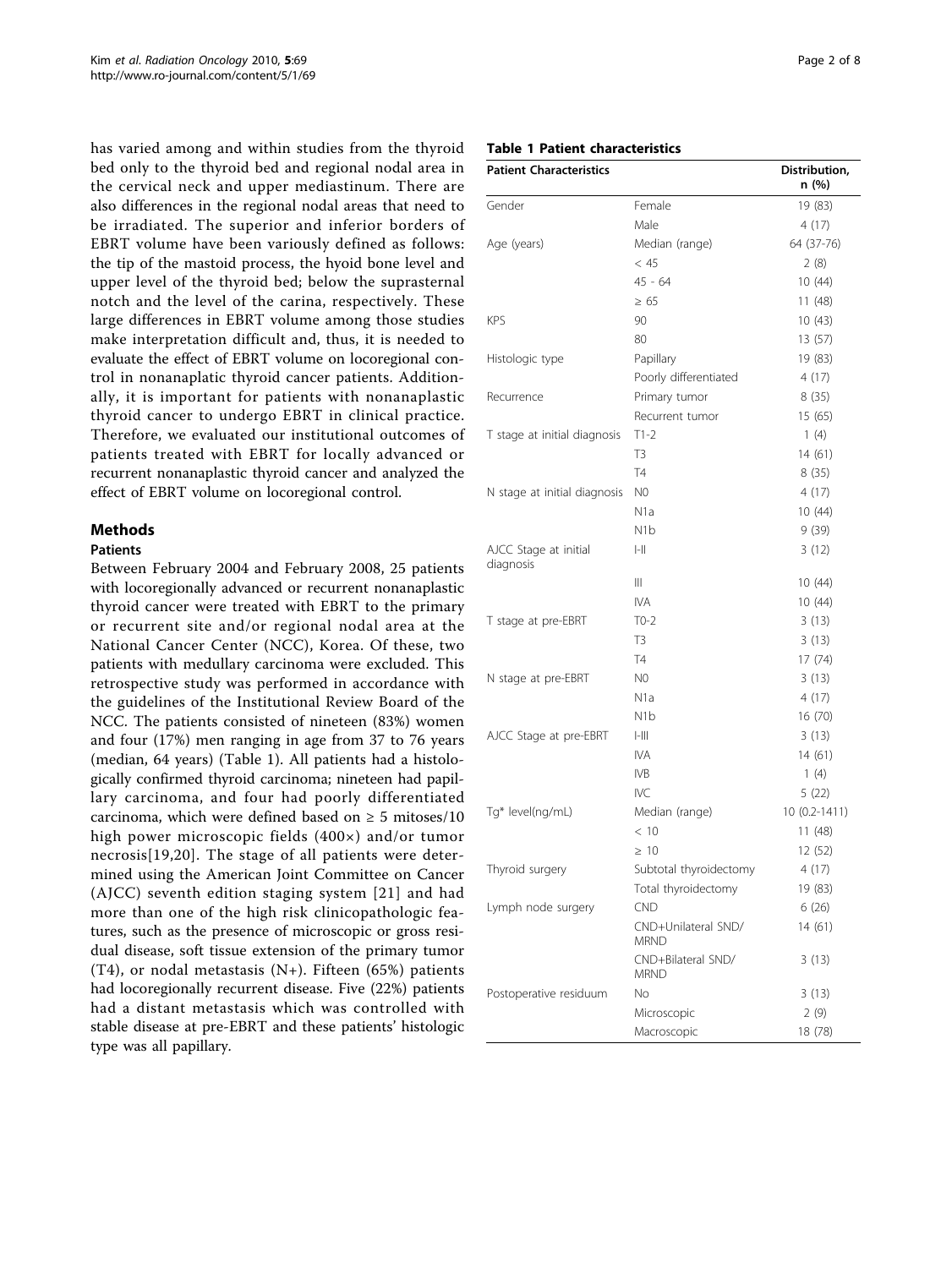has varied among and within studies from the thyroid bed only to the thyroid bed and regional nodal area in the cervical neck and upper mediastinum. There are also differences in the regional nodal areas that need to be irradiated. The superior and inferior borders of EBRT volume have been variously defined as follows: the tip of the mastoid process, the hyoid bone level and upper level of the thyroid bed; below the suprasternal notch and the level of the carina, respectively. These large differences in EBRT volume among those studies make interpretation difficult and, thus, it is needed to evaluate the effect of EBRT volume on locoregional control in nonanaplatic thyroid cancer patients. Additionally, it is important for patients with nonanaplastic thyroid cancer to undergo EBRT in clinical practice. Therefore, we evaluated our institutional outcomes of patients treated with EBRT for locally advanced or recurrent nonanaplastic thyroid cancer and analyzed the effect of EBRT volume on locoregional control.

## Methods

### Patients

Between February 2004 and February 2008, 25 patients with locoregionally advanced or recurrent nonanaplastic thyroid cancer were treated with EBRT to the primary or recurrent site and/or regional nodal area at the National Cancer Center (NCC), Korea. Of these, two patients with medullary carcinoma were excluded. This retrospective study was performed in accordance with the guidelines of the Institutional Review Board of the NCC. The patients consisted of nineteen (83%) women and four (17%) men ranging in age from 37 to 76 years (median, 64 years) (Table 1). All patients had a histologically confirmed thyroid carcinoma; nineteen had papillary carcinoma, and four had poorly differentiated carcinoma, which were defined based on ≥ 5 mitoses/10 high power microscopic fields (400×) and/or tumor necrosis[19,20]. The stage of all patients were determined using the American Joint Committee on Cancer (AJCC) seventh edition staging system [21] and had more than one of the high risk clinicopathologic features, such as the presence of microscopic or gross residual disease, soft tissue extension of the primary tumor (T4), or nodal metastasis (N+). Fifteen (65%) patients had locoregionally recurrent disease. Five (22%) patients had a distant metastasis which was controlled with stable disease at pre-EBRT and these patients' histologic type was all papillary.

**Table 1 Patient characteristics**

| Patient Characteristics | | Distribution, n (%) |
|---|---|---|
| Gender | Female | 19 (83) |
| | Male | 4 (17) |
| Age (years) | Median (range) | 64 (37-76) |
| | < 45 | 2 (8) |
| | 45 - 64 | 10 (44) |
| | ≥ 65 | 11 (48) |
| KPS | 90 | 10 (43) |
| | 80 | 13 (57) |
| Histologic type | Papillary | 19 (83) |
| | Poorly differentiated | 4 (17) |
| Recurrence | Primary tumor | 8 (35) |
| | Recurrent tumor | 15 (65) |
| T stage at initial diagnosis | T1-2 | 1 (4) |
| | T3 | 14 (61) |
| | T4 | 8 (35) |
| N stage at initial diagnosis | N0 | 4 (17) |
| | N1a | 10 (44) |
| | N1b | 9 (39) |
| AJCC Stage at initial diagnosis | I-II | 3 (12) |
| | III | 10 (44) |
| | IVA | 10 (44) |
| T stage at pre-EBRT | T0-2 | 3 (13) |
| | T3 | 3 (13) |
| | T4 | 17 (74) |
| N stage at pre-EBRT | N0 | 3 (13) |
| | N1a | 4 (17) |
| | N1b | 16 (70) |
| AJCC Stage at pre-EBRT | I-III | 3 (13) |
| | IVA | 14 (61) |
| | IVB | 1 (4) |
| | IVC | 5 (22) |
| Tg* level(ng/mL) | Median (range) | 10 (0.2-1411) |
| | < 10 | 11 (48) |
| | ≥ 10 | 12 (52) |
| Thyroid surgery | Subtotal thyroidectomy | 4 (17) |
| | Total thyroidectomy | 19 (83) |
| Lymph node surgery | CND | 6 (26) |
| | CND+Unilateral SND/MRND | 14 (61) |
| | CND+Bilateral SND/MRND | 3 (13) |
| Postoperative residuum | No | 3 (13) |
| | Microscopic | 2 (9) |
| | Macroscopic | 18 (78) |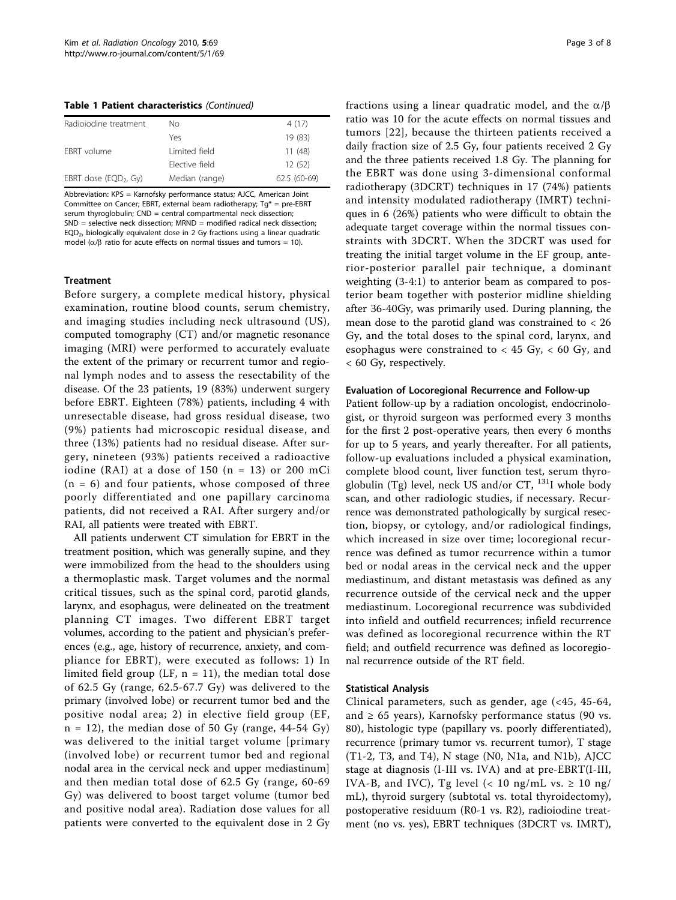**Table 1 Patient characteristics** *(Continued)*

| | | |
|---|---|---|
| Radioiodine treatment | No | 4 (17) |
| | Yes | 19 (83) |
| EBRT volume | Limited field | 11 (48) |
| | Elective field | 12 (52) |
| EBRT dose ($EQD_2$, Gy) | Median (range) | 62.5 (60-69) |

Abbreviation: KPS = Karnofsky performance status; AJCC, American Joint Committee on Cancer; EBRT, external beam radiotherapy; Tg* = pre-EBRT serum thyroglobulin; CND = central compartmental neck dissection; SND = selective neck dissection; MRND = modified radical neck dissection; $EQD_2$, biologically equivalent dose in 2 Gy fractions using a linear quadratic model ($\alpha/\beta$ ratio for acute effects on normal tissues and tumors = 10).

### Treatment

Before surgery, a complete medical history, physical examination, routine blood counts, serum chemistry, and imaging studies including neck ultrasound (US), computed tomography (CT) and/or magnetic resonance imaging (MRI) were performed to accurately evaluate the extent of the primary or recurrent tumor and regional lymph nodes and to assess the resectability of the disease. Of the 23 patients, 19 (83%) underwent surgery before EBRT. Eighteen (78%) patients, including 4 with unresectable disease, had gross residual disease, two (9%) patients had microscopic residual disease, and three (13%) patients had no residual disease. After surgery, nineteen (93%) patients received a radioactive iodine (RAI) at a dose of 150 (n = 13) or 200 mCi (n = 6) and four patients, whose composed of three poorly differentiated and one papillary carcinoma patients, did not received a RAI. After surgery and/or RAI, all patients were treated with EBRT.

All patients underwent CT simulation for EBRT in the treatment position, which was generally supine, and they were immobilized from the head to the shoulders using a thermoplastic mask. Target volumes and the normal critical tissues, such as the spinal cord, parotid glands, larynx, and esophagus, were delineated on the treatment planning CT images. Two different EBRT target volumes, according to the patient and physician's preferences (e.g., age, history of recurrence, anxiety, and compliance for EBRT), were executed as follows: 1) In limited field group (LF, n = 11), the median total dose of 62.5 Gy (range, 62.5-67.7 Gy) was delivered to the primary (involved lobe) or recurrent tumor bed and the positive nodal area; 2) in elective field group (EF, n = 12), the median dose of 50 Gy (range, 44-54 Gy) was delivered to the initial target volume [primary (involved lobe) or recurrent tumor bed and regional nodal area in the cervical neck and upper mediastinum] and then median total dose of 62.5 Gy (range, 60-69 Gy) was delivered to boost target volume (tumor bed and positive nodal area). Radiation dose values for all patients were converted to the equivalent dose in 2 Gy fractions using a linear quadratic model, and the $\alpha/\beta$ ratio was 10 for the acute effects on normal tissues and tumors [22], because the thirteen patients received a daily fraction size of 2.5 Gy, four patients received 2 Gy and the three patients received 1.8 Gy. The planning for the EBRT was done using 3-dimensional conformal radiotherapy (3DCRT) techniques in 17 (74%) patients and intensity modulated radiotherapy (IMRT) techniques in 6 (26%) patients who were difficult to obtain the adequate target coverage within the normal tissues constraints with 3DCRT. When the 3DCRT was used for treating the initial target volume in the EF group, anterior-posterior parallel pair technique, a dominant weighting (3-4:1) to anterior beam as compared to posterior beam together with posterior midline shielding after 36-40Gy, was primarily used. During planning, the mean dose to the parotid gland was constrained to < 26 Gy, and the total doses to the spinal cord, larynx, and esophagus were constrained to < 45 Gy, < 60 Gy, and < 60 Gy, respectively.

### Evaluation of Locoregional Recurrence and Follow-up

Patient follow-up by a radiation oncologist, endocrinologist, or thyroid surgeon was performed every 3 months for the first 2 post-operative years, then every 6 months for up to 5 years, and yearly thereafter. For all patients, follow-up evaluations included a physical examination, complete blood count, liver function test, serum thyroglobulin (Tg) level, neck US and/or CT, $^{131}$I whole body scan, and other radiologic studies, if necessary. Recurrence was demonstrated pathologically by surgical resection, biopsy, or cytology, and/or radiological findings, which increased in size over time; locoregional recurrence was defined as tumor recurrence within a tumor bed or nodal areas in the cervical neck and the upper mediastinum, and distant metastasis was defined as any recurrence outside of the cervical neck and the upper mediastinum. Locoregional recurrence was subdivided into infield and outfield recurrences; infield recurrence was defined as locoregional recurrence within the RT field; and outfield recurrence was defined as locoregional recurrence outside of the RT field.

### Statistical Analysis

Clinical parameters, such as gender, age (<45, 45-64, and ≥ 65 years), Karnofsky performance status (90 vs. 80), histologic type (papillary vs. poorly differentiated), recurrence (primary tumor vs. recurrent tumor), T stage (T1-2, T3, and T4), N stage (N0, N1a, and N1b), AJCC stage at diagnosis (I-III vs. IVA) and at pre-EBRT(I-III, IVA-B, and IVC), Tg level (< 10 ng/mL vs. ≥ 10 ng/mL), thyroid surgery (subtotal vs. total thyroidectomy), postoperative residuum (R0-1 vs. R2), radioiodine treatment (no vs. yes), EBRT techniques (3DCRT vs. IMRT),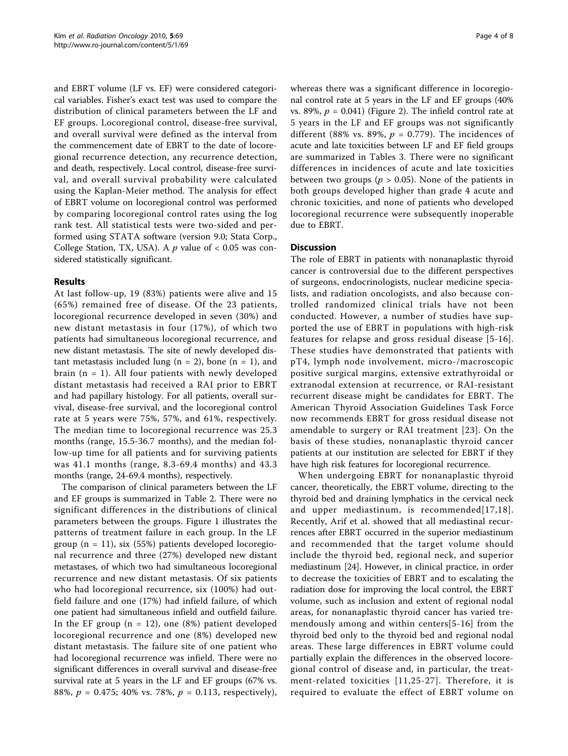and EBRT volume (LF vs. EF) were considered categorical variables. Fisher's exact test was used to compare the distribution of clinical parameters between the LF and EF groups. Locoregional control, disease-free survival, and overall survival were defined as the interval from the commencement date of EBRT to the date of locoregional recurrence detection, any recurrence detection, and death, respectively. Local control, disease-free survival, and overall survival probability were calculated using the Kaplan-Meier method. The analysis for effect of EBRT volume on locoregional control was performed by comparing locoregional control rates using the log rank test. All statistical tests were two-sided and performed using STATA software (version 9.0; Stata Corp., College Station, TX, USA). A $p$ value of < 0.05 was considered statistically significant.

## Results

At last follow-up, 19 (83%) patients were alive and 15 (65%) remained free of disease. Of the 23 patients, locoregional recurrence developed in seven (30%) and new distant metastasis in four (17%), of which two patients had simultaneous locoregional recurrence, and new distant metastasis. The site of newly developed distant metastasis included lung (n = 2), bone (n = 1), and brain (n = 1). All four patients with newly developed distant metastasis had received a RAI prior to EBRT and had papillary histology. For all patients, overall survival, disease-free survival, and the locoregional control rate at 5 years were 75%, 57%, and 61%, respectively. The median time to locoregional recurrence was 25.3 months (range, 15.5-36.7 months), and the median follow-up time for all patients and for surviving patients was 41.1 months (range, 8.3-69.4 months) and 43.3 months (range, 24-69.4 months), respectively.

The comparison of clinical parameters between the LF and EF groups is summarized in Table 2. There were no significant differences in the distributions of clinical parameters between the groups. Figure 1 illustrates the patterns of treatment failure in each group. In the LF group (n = 11), six (55%) patients developed locoregional recurrence and three (27%) developed new distant metastases, of which two had simultaneous locoregional recurrence and new distant metastasis. Of six patients who had locoregional recurrence, six (100%) had outfield failure and one (17%) had infield failure, of which one patient had simultaneous infield and outfield failure. In the EF group (n = 12), one (8%) patient developed locoregional recurrence and one (8%) developed new distant metastasis. The failure site of one patient who had locoregional recurrence was infield. There were no significant differences in overall survival and disease-free survival rate at 5 years in the LF and EF groups (67% vs. 88%, $p$ = 0.475; 40% vs. 78%, $p$ = 0.113, respectively), whereas there was a significant difference in locoregional control rate at 5 years in the LF and EF groups (40% vs. 89%, $p$ = 0.041) (Figure 2). The infield control rate at 5 years in the LF and EF groups was not significantly different (88% vs. 89%, $p$ = 0.779). The incidences of acute and late toxicities between LF and EF field groups are summarized in Tables 3. There were no significant differences in incidences of acute and late toxicities between two groups ($p$ > 0.05). None of the patients in both groups developed higher than grade 4 acute and chronic toxicities, and none of patients who developed locoregional recurrence were subsequently inoperable due to EBRT.

## Discussion

The role of EBRT in patients with nonanaplastic thyroid cancer is controversial due to the different perspectives of surgeons, endocrinologists, nuclear medicine specialists, and radiation oncologists, and also because controlled randomized clinical trials have not been conducted. However, a number of studies have supported the use of EBRT in populations with high-risk features for relapse and gross residual disease [5-16]. These studies have demonstrated that patients with pT4, lymph node involvement, micro-/macroscopic positive surgical margins, extensive extrathyroidal or extranodal extension at recurrence, or RAI-resistant recurrent disease might be candidates for EBRT. The American Thyroid Association Guidelines Task Force now recommends EBRT for gross residual disease not amendable to surgery or RAI treatment [23]. On the basis of these studies, nonanaplastic thyroid cancer patients at our institution are selected for EBRT if they have high risk features for locoregional recurrence.

When undergoing EBRT for nonanaplastic thyroid cancer, theoretically, the EBRT volume, directing to the thyroid bed and draining lymphatics in the cervical neck and upper mediastinum, is recommended[17,18]. Recently, Arif et al. showed that all mediastinal recurrences after EBRT occurred in the superior mediastinum and recommended that the target volume should include the thyroid bed, regional neck, and superior mediastinum [24]. However, in clinical practice, in order to decrease the toxicities of EBRT and to escalating the radiation dose for improving the local control, the EBRT volume, such as inclusion and extent of regional nodal areas, for nonanaplastic thyroid cancer has varied tremendously among and within centers[5-16] from the thyroid bed only to the thyroid bed and regional nodal areas. These large differences in EBRT volume could partially explain the differences in the observed locoregional control of disease and, in particular, the treatment-related toxicities [11,25-27]. Therefore, it is required to evaluate the effect of EBRT volume on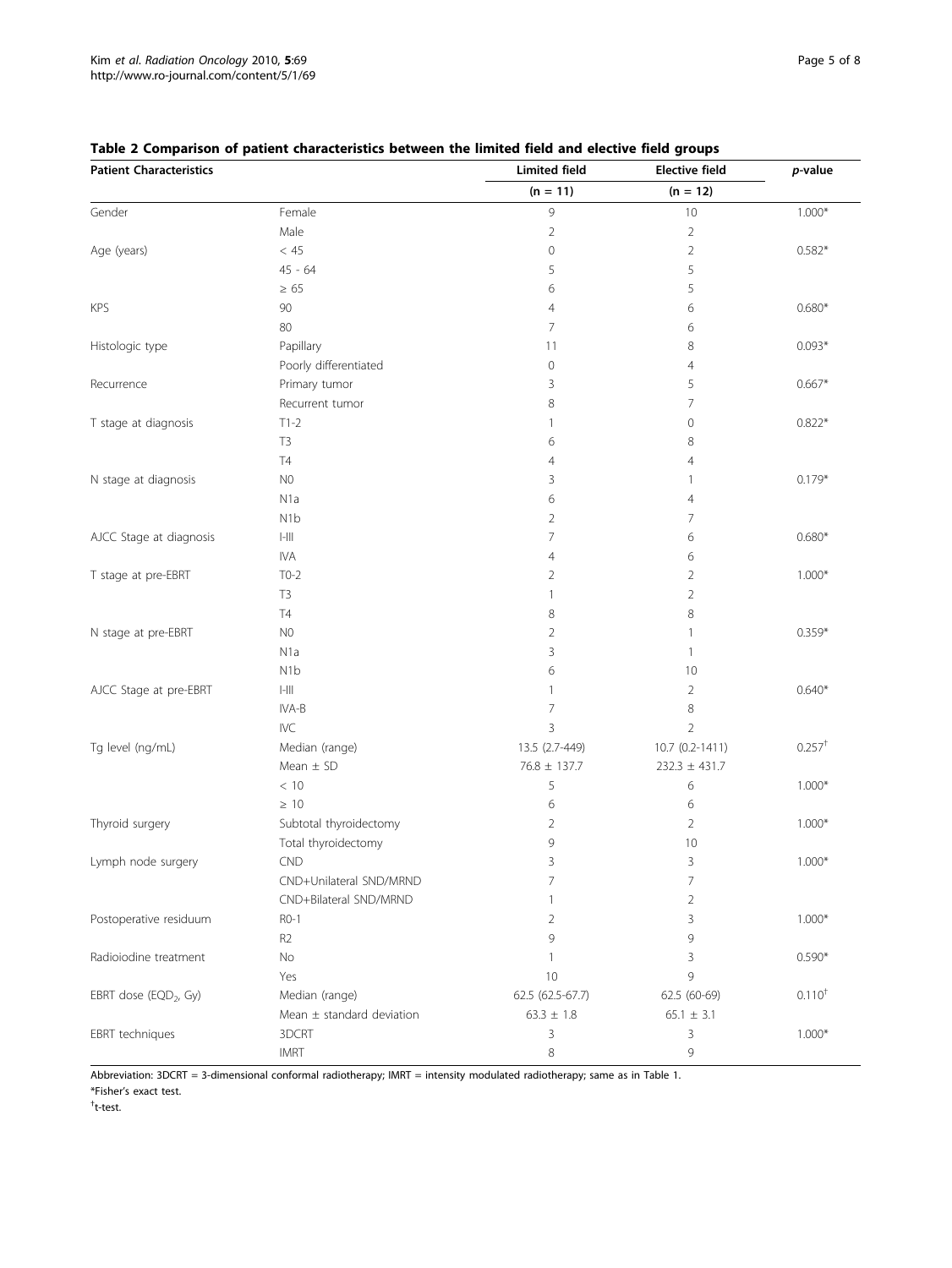**Table 2 Comparison of patient characteristics between the limited field and elective field groups**

| Patient Characteristics | | Limited field | Elective field | *p*-value |
|---|---|---|---|---|
| | | (n = 11) | (n = 12) | |
| Gender | Female | 9 | 10 | 1.000* |
| | Male | 2 | 2 | |
| Age (years) | < 45 | 0 | 2 | 0.582* |
| | 45 - 64 | 5 | 5 | |
| | ≥ 65 | 6 | 5 | |
| KPS | 90 | 4 | 6 | 0.680* |
| | 80 | 7 | 6 | |
| Histologic type | Papillary | 11 | 8 | 0.093* |
| | Poorly differentiated | 0 | 4 | |
| Recurrence | Primary tumor | 3 | 5 | 0.667* |
| | Recurrent tumor | 8 | 7 | |
| T stage at diagnosis | T1-2 | 1 | 0 | 0.822* |
| | T3 | 6 | 8 | |
| | T4 | 4 | 4 | |
| N stage at diagnosis | N0 | 3 | 1 | 0.179* |
| | N1a | 6 | 4 | |
| | N1b | 2 | 7 | |
| AJCC Stage at diagnosis | I-III | 7 | 6 | 0.680* |
| | IVA | 4 | 6 | |
| T stage at pre-EBRT | T0-2 | 2 | 2 | 1.000* |
| | T3 | 1 | 2 | |
| | T4 | 8 | 8 | |
| N stage at pre-EBRT | N0 | 2 | 1 | 0.359* |
| | N1a | 3 | 1 | |
| | N1b | 6 | 10 | |
| AJCC Stage at pre-EBRT | I-III | 1 | 2 | 0.640* |
| | IVA-B | 7 | 8 | |
| | IVC | 3 | 2 | |
| Tg level (ng/mL) | Median (range) | 13.5 (2.7-449) | 10.7 (0.2-1411) | 0.257† |
| | Mean ± SD | 76.8 ± 137.7 | 232.3 ± 431.7 | |
| | < 10 | 5 | 6 | 1.000* |
| | ≥ 10 | 6 | 6 | |
| Thyroid surgery | Subtotal thyroidectomy | 2 | 2 | 1.000* |
| | Total thyroidectomy | 9 | 10 | |
| Lymph node surgery | CND | 3 | 3 | 1.000* |
| | CND+Unilateral SND/MRND | 7 | 7 | |
| | CND+Bilateral SND/MRND | 1 | 2 | |
| Postoperative residuum | R0-1 | 2 | 3 | 1.000* |
| | R2 | 9 | 9 | |
| Radioiodine treatment | No | 1 | 3 | 0.590* |
| | Yes | 10 | 9 | |
| EBRT dose ($EQD_2$, Gy) | Median (range) | 62.5 (62.5-67.7) | 62.5 (60-69) | 0.110† |
| | Mean ± standard deviation | 63.3 ± 1.8 | 65.1 ± 3.1 | |
| EBRT techniques | 3DCRT | 3 | 3 | 1.000* |
| | IMRT | 8 | 9 | |

Abbreviation: 3DCRT = 3-dimensional conformal radiotherapy; IMRT = intensity modulated radiotherapy; same as in Table 1.

*Fisher's exact test.

†t-test.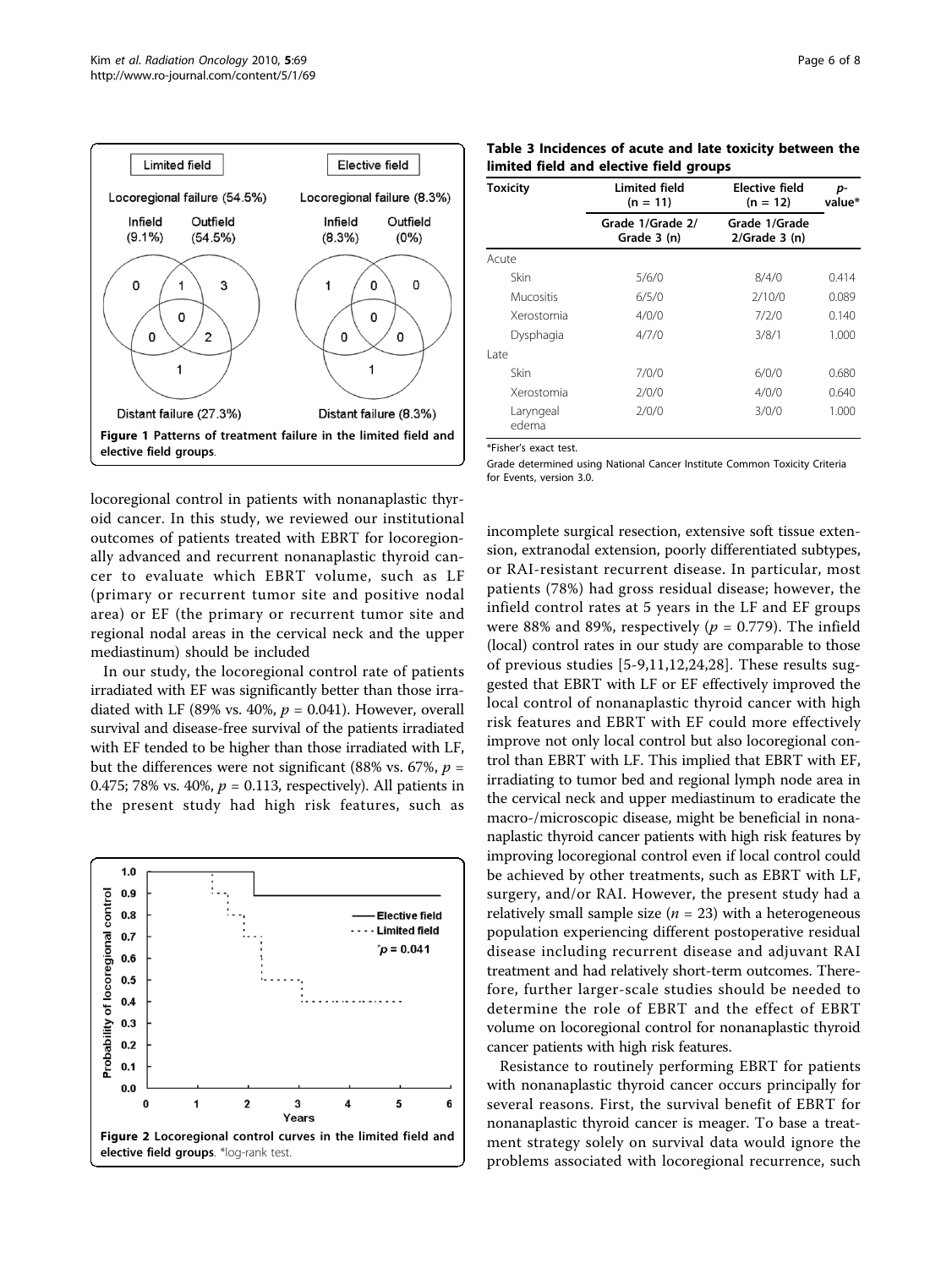Figure 1 Patterns of treatment failure in the limited field and elective field groups.

locoregional control in patients with nonanaplastic thyroid cancer. In this study, we reviewed our institutional outcomes of patients treated with EBRT for locoregionally advanced and recurrent nonanaplastic thyroid cancer to evaluate which EBRT volume, such as LF (primary or recurrent tumor site and positive nodal area) or EF (the primary or recurrent tumor site and regional nodal areas in the cervical neck and the upper mediastinum) should be included

In our study, the locoregional control rate of patients irradiated with EF was significantly better than those irradiated with LF (89% vs. 40%, $p = 0.041$). However, overall survival and disease-free survival of the patients irradiated with EF tended to be higher than those irradiated with LF, but the differences were not significant (88% vs. 67%, $p = 0.475$; 78% vs. 40%, $p = 0.113$, respectively). All patients in the present study had high risk features, such as

Figure 2 Locoregional control curves in the limited field and elective field groups. *log-rank test.

**Table 3 Incidences of acute and late toxicity between the limited field and elective field groups**

| Toxicity | Limited field (n = 11) | Elective field (n = 12) | p-value* |
|---|---|---|---|
| | Grade 1/Grade 2/ Grade 3 (n) | Grade 1/Grade 2/Grade 3 (n) | |
| Acute | | | |
| Skin | 5/6/0 | 8/4/0 | 0.414 |
| Mucositis | 6/5/0 | 2/10/0 | 0.089 |
| Xerostomia | 4/0/0 | 7/2/0 | 0.140 |
| Dysphagia | 4/7/0 | 3/8/1 | 1.000 |
| Late | | | |
| Skin | 7/0/0 | 6/0/0 | 0.680 |
| Xerostomia | 2/0/0 | 4/0/0 | 0.640 |
| Laryngeal edema | 2/0/0 | 3/0/0 | 1.000 |

*Fisher's exact test.

Grade determined using National Cancer Institute Common Toxicity Criteria for Events, version 3.0.

incomplete surgical resection, extensive soft tissue extension, extranodal extension, poorly differentiated subtypes, or RAI-resistant recurrent disease. In particular, most patients (78%) had gross residual disease; however, the infield control rates at 5 years in the LF and EF groups were 88% and 89%, respectively ($p = 0.779$). The infield (local) control rates in our study are comparable to those of previous studies [5-9,11,12,24,28]. These results suggested that EBRT with LF or EF effectively improved the local control of nonanaplastic thyroid cancer with high risk features and EBRT with EF could more effectively improve not only local control but also locoregional control than EBRT with LF. This implied that EBRT with EF, irradiating to tumor bed and regional lymph node area in the cervical neck and upper mediastinum to eradicate the macro-/microscopic disease, might be beneficial in nonanaplastic thyroid cancer patients with high risk features by improving locoregional control even if local control could be achieved by other treatments, such as EBRT with LF, surgery, and/or RAI. However, the present study had a relatively small sample size ($n = 23$) with a heterogeneous population experiencing different postoperative residual disease including recurrent disease and adjuvant RAI treatment and had relatively short-term outcomes. Therefore, further larger-scale studies should be needed to determine the role of EBRT and the effect of EBRT volume on locoregional control for nonanaplastic thyroid cancer patients with high risk features.

Resistance to routinely performing EBRT for patients with nonanaplastic thyroid cancer occurs principally for several reasons. First, the survival benefit of EBRT for nonanaplastic thyroid cancer is meager. To base a treatment strategy solely on survival data would ignore the problems associated with locoregional recurrence, such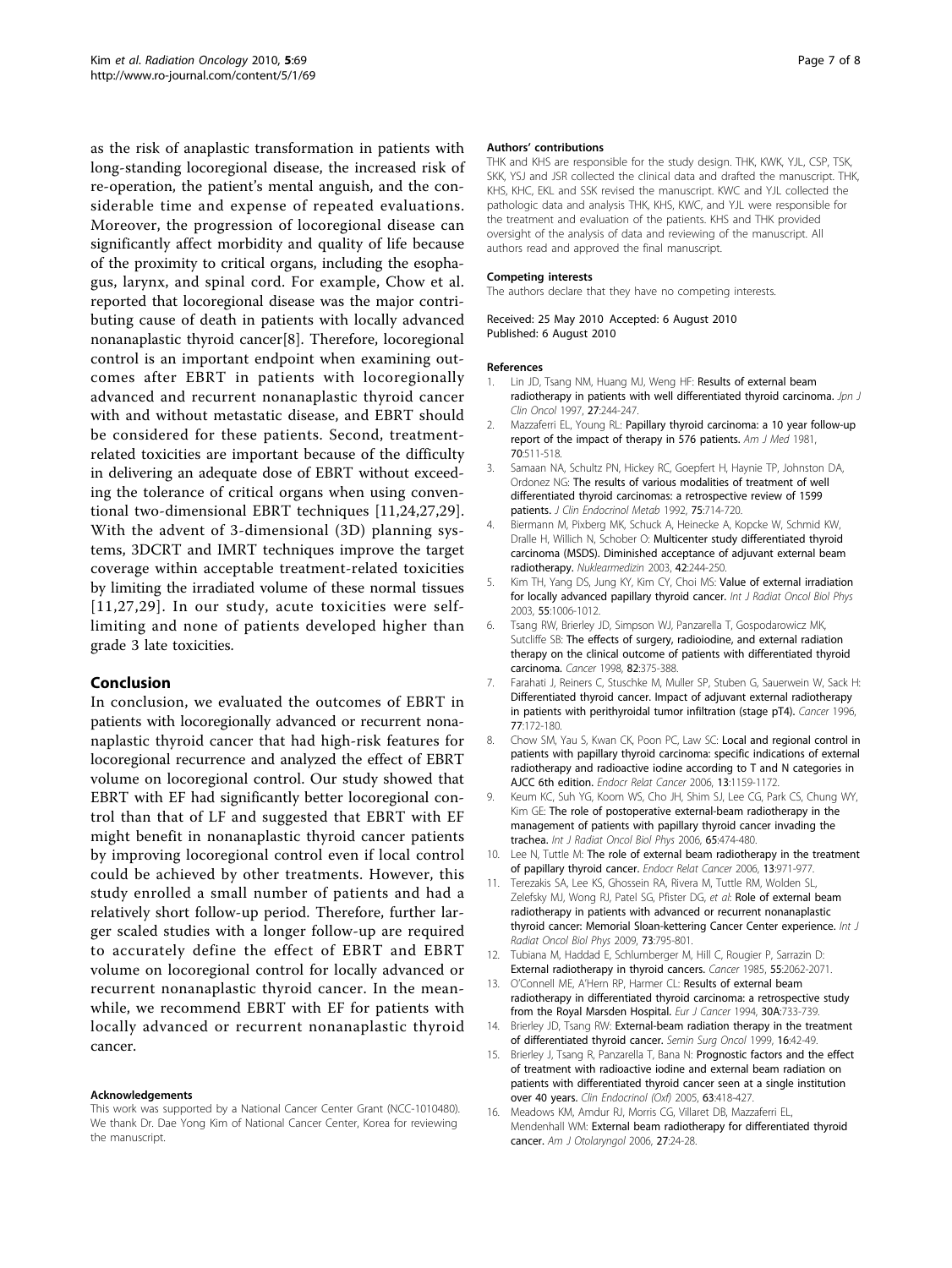as the risk of anaplastic transformation in patients with long-standing locoregional disease, the increased risk of re-operation, the patient's mental anguish, and the considerable time and expense of repeated evaluations. Moreover, the progression of locoregional disease can significantly affect morbidity and quality of life because of the proximity to critical organs, including the esophagus, larynx, and spinal cord. For example, Chow et al. reported that locoregional disease was the major contributing cause of death in patients with locally advanced nonanaplastic thyroid cancer[8]. Therefore, locoregional control is an important endpoint when examining outcomes after EBRT in patients with locoregionally advanced and recurrent nonanaplastic thyroid cancer with and without metastatic disease, and EBRT should be considered for these patients. Second, treatment-related toxicities are important because of the difficulty in delivering an adequate dose of EBRT without exceeding the tolerance of critical organs when using conventional two-dimensional EBRT techniques [11,24,27,29]. With the advent of 3-dimensional (3D) planning systems, 3DCRT and IMRT techniques improve the target coverage within acceptable treatment-related toxicities by limiting the irradiated volume of these normal tissues [11,27,29]. In our study, acute toxicities were self-limiting and none of patients developed higher than grade 3 late toxicities.

## Conclusion

In conclusion, we evaluated the outcomes of EBRT in patients with locoregionally advanced or recurrent nonanaplastic thyroid cancer that had high-risk features for locoregional recurrence and analyzed the effect of EBRT volume on locoregional control. Our study showed that EBRT with EF had significantly better locoregional control than that of LF and suggested that EBRT with EF might benefit in nonanaplastic thyroid cancer patients by improving locoregional control even if local control could be achieved by other treatments. However, this study enrolled a small number of patients and had a relatively short follow-up period. Therefore, further larger scaled studies with a longer follow-up are required to accurately define the effect of EBRT and EBRT volume on locoregional control for locally advanced or recurrent nonanaplastic thyroid cancer. In the meanwhile, we recommend EBRT with EF for patients with locally advanced or recurrent nonanaplastic thyroid cancer.

#### Acknowledgements

This work was supported by a National Cancer Center Grant (NCC-1010480). We thank Dr. Dae Yong Kim of National Cancer Center, Korea for reviewing the manuscript.

#### Authors' contributions

THK and KHS are responsible for the study design. THK, KWK, YJL, CSP, TSK, SKK, YSJ and JSR collected the clinical data and drafted the manuscript. THK, KHS, KHC, EKL and SSK revised the manuscript. KWC and YJL collected the pathologic data and analysis THK, KHS, KWC, and YJL were responsible for the treatment and evaluation of the patients. KHS and THK provided oversight of the analysis of data and reviewing of the manuscript. All authors read and approved the final manuscript.

#### Competing interests

The authors declare that they have no competing interests.

Received: 25 May 2010 Accepted: 6 August 2010
Published: 6 August 2010

#### References

1. Lin JD, Tsang NM, Huang MJ, Weng HF: Results of external beam radiotherapy in patients with well differentiated thyroid carcinoma. *Jpn J Clin Oncol* 1997, 27:244-247.
2. Mazzaferri EL, Young RL: Papillary thyroid carcinoma: a 10 year follow-up report of the impact of therapy in 576 patients. *Am J Med* 1981, 70:511-518.
3. Samaan NA, Schultz PN, Hickey RC, Goepfert H, Haynie TP, Johnston DA, Ordonez NG: The results of various modalities of treatment of well differentiated thyroid carcinomas: a retrospective review of 1599 patients. *J Clin Endocrinol Metab* 1992, 75:714-720.
4. Biermann M, Pixberg MK, Schuck A, Heinecke A, Kopcke W, Schmid KW, Dralle H, Willich N, Schober O: Multicenter study differentiated thyroid carcinoma (MSDS). Diminished acceptance of adjuvant external beam radiotherapy. *Nuklearmedizin* 2003, 42:244-250.
5. Kim TH, Yang DS, Jung KY, Kim CY, Choi MS: Value of external irradiation for locally advanced papillary thyroid cancer. *Int J Radiat Oncol Biol Phys* 2003, 55:1006-1012.
6. Tsang RW, Brierley JD, Simpson WJ, Panzarella T, Gospodarowicz MK, Sutcliffe SB: The effects of surgery, radioiodine, and external radiation therapy on the clinical outcome of patients with differentiated thyroid carcinoma. *Cancer* 1998, 82:375-388.
7. Farahati J, Reiners C, Stuschke M, Muller SP, Stuben G, Sauerwein W, Sack H: Differentiated thyroid cancer. Impact of adjuvant external radiotherapy in patients with perithyroidal tumor infiltration (stage pT4). *Cancer* 1996, 77:172-180.
8. Chow SM, Yau S, Kwan CK, Poon PC, Law SC: Local and regional control in patients with papillary thyroid carcinoma: specific indications of external radiotherapy and radioactive iodine according to T and N categories in AJCC 6th edition. *Endocr Relat Cancer* 2006, 13:1159-1172.
9. Keum KC, Suh YG, Koom WS, Cho JH, Shim SJ, Lee CG, Park CS, Chung WY, Kim GE: The role of postoperative external-beam radiotherapy in the management of patients with papillary thyroid cancer invading the trachea. *Int J Radiat Oncol Biol Phys* 2006, 65:474-480.
10. Lee N, Tuttle M: The role of external beam radiotherapy in the treatment of papillary thyroid cancer. *Endocr Relat Cancer* 2006, 13:971-977.
11. Terezakis SA, Lee KS, Ghossein RA, Rivera M, Tuttle RM, Wolden SL, Zelefsky MJ, Wong RJ, Patel SG, Pfister DG, *et al*: Role of external beam radiotherapy in patients with advanced or recurrent nonanaplastic thyroid cancer: Memorial Sloan-kettering Cancer Center experience. *Int J Radiat Oncol Biol Phys* 2009, 73:795-801.
12. Tubiana M, Haddad E, Schlumberger M, Hill C, Rougier P, Sarrazin D: External radiotherapy in thyroid cancers. *Cancer* 1985, 55:2062-2071.
13. O'Connell ME, A'Hern RP, Harmer CL: Results of external beam radiotherapy in differentiated thyroid carcinoma: a retrospective study from the Royal Marsden Hospital. *Eur J Cancer* 1994, 30A:733-739.
14. Brierley JD, Tsang RW: External-beam radiation therapy in the treatment of differentiated thyroid cancer. *Semin Surg Oncol* 1999, 16:42-49.
15. Brierley J, Tsang R, Panzarella T, Bana N: Prognostic factors and the effect of treatment with radioactive iodine and external beam radiation on patients with differentiated thyroid cancer seen at a single institution over 40 years. *Clin Endocrinol (Oxf)* 2005, 63:418-427.
16. Meadows KM, Amdur RJ, Morris CG, Villaret DB, Mazzaferri EL, Mendenhall WM: External beam radiotherapy for differentiated thyroid cancer. *Am J Otolaryngol* 2006, 27:24-28.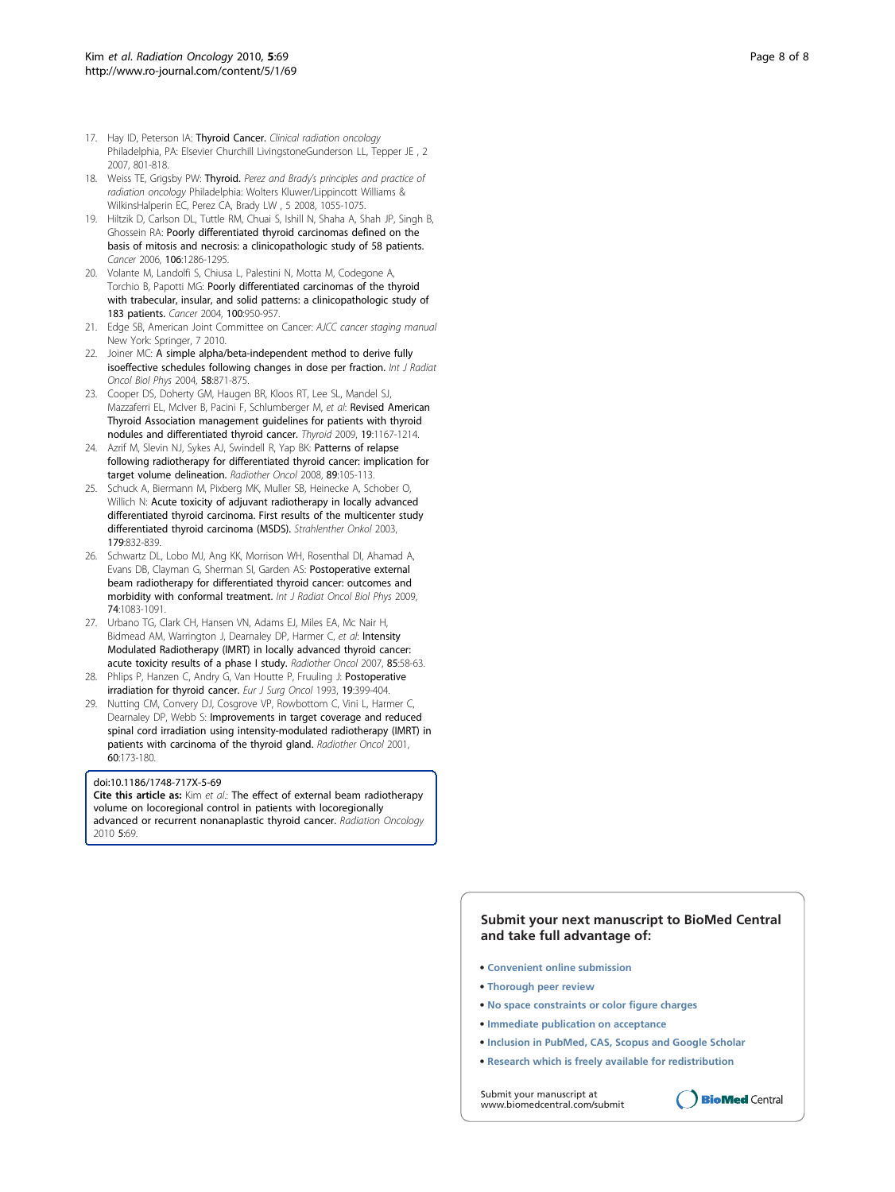17. Hay ID, Peterson IA: **Thyroid Cancer.** *Clinical radiation oncology* Philadelphia, PA: Elsevier Churchill LivingstoneGunderson LL, Tepper JE , 2 2007, 801-818.
18. Weiss TE, Grigsby PW: **Thyroid.** *Perez and Brady's principles and practice of radiation oncology* Philadelphia: Wolters Kluwer/Lippincott Williams & WilkinsHalperin EC, Perez CA, Brady LW , 5 2008, 1055-1075.
19. Hiltzik D, Carlson DL, Tuttle RM, Chuai S, Ishill N, Shaha A, Shah JP, Singh B, Ghossein RA: **Poorly differentiated thyroid carcinomas defined on the basis of mitosis and necrosis: a clinicopathologic study of 58 patients.** *Cancer* 2006, **106**:1286-1295.
20. Volante M, Landolfi S, Chiusa L, Palestini N, Motta M, Codegone A, Torchio B, Papotti MG: **Poorly differentiated carcinomas of the thyroid with trabecular, insular, and solid patterns: a clinicopathologic study of 183 patients.** *Cancer* 2004, **100**:950-957.
21. Edge SB, American Joint Committee on Cancer: *AJCC cancer staging manual* New York: Springer, 7 2010.
22. Joiner MC: **A simple alpha/beta-independent method to derive fully isoeffective schedules following changes in dose per fraction.** *Int J Radiat Oncol Biol Phys* 2004, **58**:871-875.
23. Cooper DS, Doherty GM, Haugen BR, Kloos RT, Lee SL, Mandel SJ, Mazzaferri EL, McIver B, Pacini F, Schlumberger M, *et al*: **Revised American Thyroid Association management guidelines for patients with thyroid nodules and differentiated thyroid cancer.** *Thyroid* 2009, **19**:1167-1214.
24. Azrif M, Slevin NJ, Sykes AJ, Swindell R, Yap BK: **Patterns of relapse following radiotherapy for differentiated thyroid cancer: implication for target volume delineation.** *Radiother Oncol* 2008, **89**:105-113.
25. Schuck A, Biermann M, Pixberg MK, Muller SB, Heinecke A, Schober O, Willich N: **Acute toxicity of adjuvant radiotherapy in locally advanced differentiated thyroid carcinoma. First results of the multicenter study differentiated thyroid carcinoma (MSDS).** *Strahlenther Onkol* 2003, **179**:832-839.
26. Schwartz DL, Lobo MJ, Ang KK, Morrison WH, Rosenthal DI, Ahamad A, Evans DB, Clayman G, Sherman SI, Garden AS: **Postoperative external beam radiotherapy for differentiated thyroid cancer: outcomes and morbidity with conformal treatment.** *Int J Radiat Oncol Biol Phys* 2009, **74**:1083-1091.
27. Urbano TG, Clark CH, Hansen VN, Adams EJ, Miles EA, Mc Nair H, Bidmead AM, Warrington J, Dearnaley DP, Harmer C, *et al*: **Intensity Modulated Radiotherapy (IMRT) in locally advanced thyroid cancer: acute toxicity results of a phase I study.** *Radiother Oncol* 2007, **85**:58-63.
28. Phlips P, Hanzen C, Andry G, Van Houtte P, Fruuling J: **Postoperative irradiation for thyroid cancer.** *Eur J Surg Oncol* 1993, **19**:399-404.
29. Nutting CM, Convery DJ, Cosgrove VP, Rowbottom C, Vini L, Harmer C, Dearnaley DP, Webb S: **Improvements in target coverage and reduced spinal cord irradiation using intensity-modulated radiotherapy (IMRT) in patients with carcinoma of the thyroid gland.** *Radiother Oncol* 2001, **60**:173-180.

doi:10.1186/1748-717X-5-69

**Cite this article as:** Kim *et al.*: The effect of external beam radiotherapy volume on locoregional control in patients with locoregionally advanced or recurrent nonanaplastic thyroid cancer. *Radiation Oncology* 2010 **5**:69.

**Submit your next manuscript to BioMed Central and take full advantage of:**

- Convenient online submission
- Thorough peer review
- No space constraints or color figure charges
- Immediate publication on acceptance
- Inclusion in PubMed, CAS, Scopus and Google Scholar
- Research which is freely available for redistribution

Submit your manuscript at www.biomedcentral.com/submit

BioMed Central